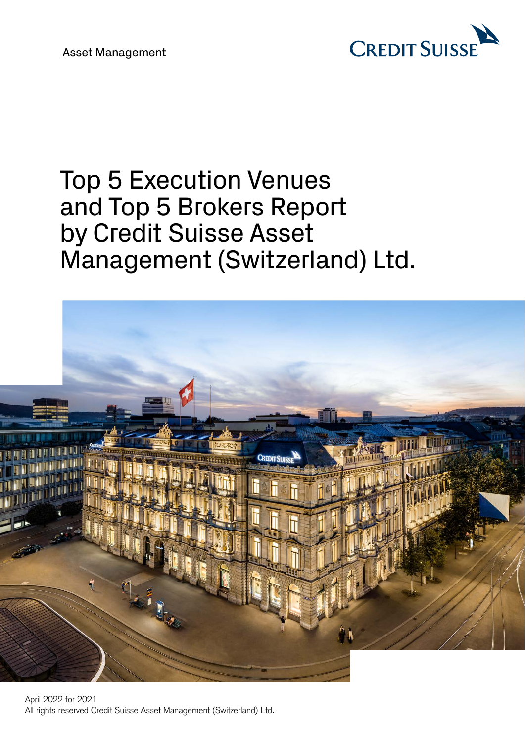Asset Management

CREDIT SUISSE

# Top 5 Execution Venues and Top 5 Brokers Report by Credit Suisse Asset Management (Switzerland) Ltd.

April 2022 for 2021
All rights reserved Credit Suisse Asset Management (Switzerland) Ltd.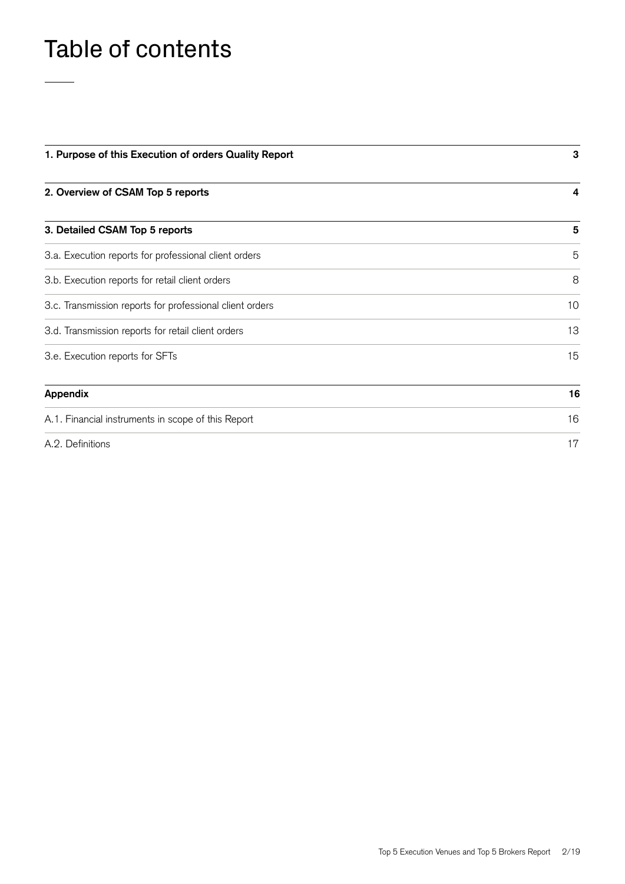# Table of contents

| | |
|---|---|
| **1. Purpose of this Execution of orders Quality Report** | **3** |
| **2. Overview of CSAM Top 5 reports** | **4** |
| **3. Detailed CSAM Top 5 reports** | **5** |
| 3.a. Execution reports for professional client orders | 5 |
| 3.b. Execution reports for retail client orders | 8 |
| 3.c. Transmission reports for professional client orders | 10 |
| 3.d. Transmission reports for retail client orders | 13 |
| 3.e. Execution reports for SFTs | 15 |
| **Appendix** | **16** |
| A.1. Financial instruments in scope of this Report | 16 |
| A.2. Definitions | 17 |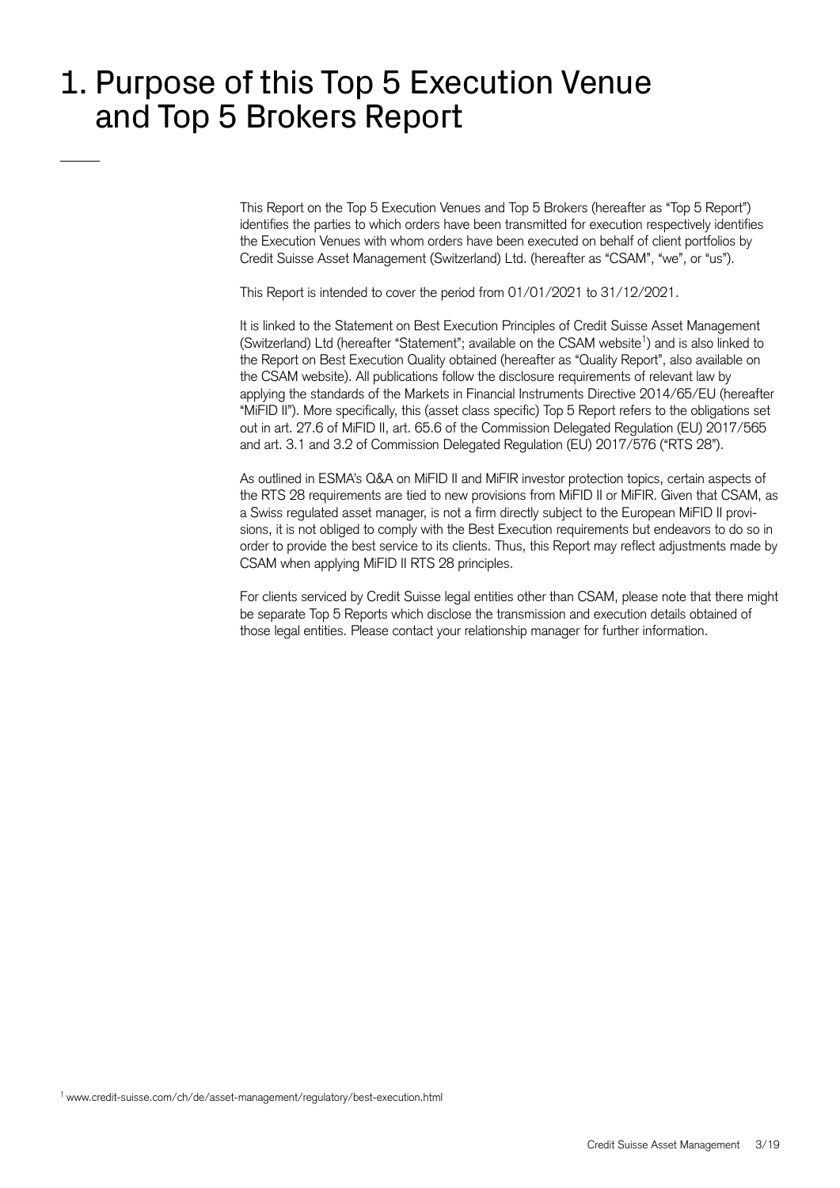# 1. Purpose of this Top 5 Execution Venue and Top 5 Brokers Report

This Report on the Top 5 Execution Venues and Top 5 Brokers (hereafter as "Top 5 Report") identifies the parties to which orders have been transmitted for execution respectively identifies the Execution Venues with whom orders have been executed on behalf of client portfolios by Credit Suisse Asset Management (Switzerland) Ltd. (hereafter as "CSAM", "we", or "us").

This Report is intended to cover the period from 01/01/2021 to 31/12/2021.

It is linked to the Statement on Best Execution Principles of Credit Suisse Asset Management (Switzerland) Ltd (hereafter "Statement"; available on the CSAM website[1]) and is also linked to the Report on Best Execution Quality obtained (hereafter as "Quality Report", also available on the CSAM website). All publications follow the disclosure requirements of relevant law by applying the standards of the Markets in Financial Instruments Directive 2014/65/EU (hereafter "MiFID II"). More specifically, this (asset class specific) Top 5 Report refers to the obligations set out in art. 27.6 of MiFID II, art. 65.6 of the Commission Delegated Regulation (EU) 2017/565 and art. 3.1 and 3.2 of Commission Delegated Regulation (EU) 2017/576 ("RTS 28").

As outlined in ESMA's Q&A on MiFID II and MiFIR investor protection topics, certain aspects of the RTS 28 requirements are tied to new provisions from MiFID II or MiFIR. Given that CSAM, as a Swiss regulated asset manager, is not a firm directly subject to the European MiFID II provisions, it is not obliged to comply with the Best Execution requirements but endeavors to do so in order to provide the best service to its clients. Thus, this Report may reflect adjustments made by CSAM when applying MiFID II RTS 28 principles.

For clients serviced by Credit Suisse legal entities other than CSAM, please note that there might be separate Top 5 Reports which disclose the transmission and execution details obtained of those legal entities. Please contact your relationship manager for further information.

[1] www.credit-suisse.com/ch/de/asset-management/regulatory/best-execution.html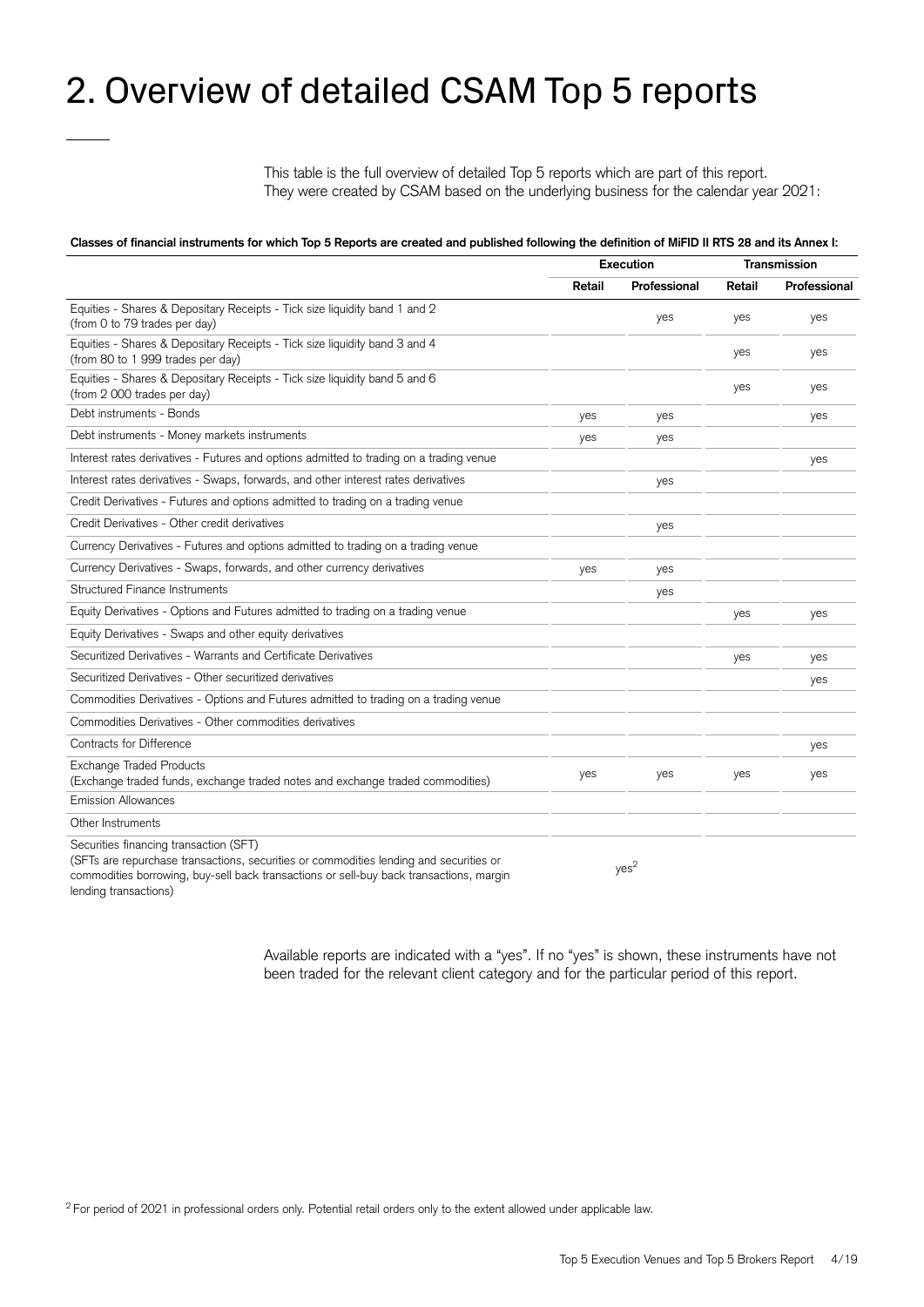# 2. Overview of detailed CSAM Top 5 reports

This table is the full overview of detailed Top 5 reports which are part of this report. They were created by CSAM based on the underlying business for the calendar year 2021:

**Classes of financial instruments for which Top 5 Reports are created and published following the definition of MiFID II RTS 28 and its Annex I:**

| | Execution | | Transmission | |
|---|---|---|---|---|
| | **Retail** | **Professional** | **Retail** | **Professional** |
| Equities - Shares & Depositary Receipts - Tick size liquidity band 1 and 2 (from 0 to 79 trades per day) | | yes | yes | yes |
| Equities - Shares & Depositary Receipts - Tick size liquidity band 3 and 4 (from 80 to 1 999 trades per day) | | | yes | yes |
| Equities - Shares & Depositary Receipts - Tick size liquidity band 5 and 6 (from 2 000 trades per day) | | | yes | yes |
| Debt instruments - Bonds | yes | yes | | yes |
| Debt instruments - Money markets instruments | yes | yes | | |
| Interest rates derivatives - Futures and options admitted to trading on a trading venue | | | | yes |
| Interest rates derivatives - Swaps, forwards, and other interest rates derivatives | | yes | | |
| Credit Derivatives - Futures and options admitted to trading on a trading venue | | | | |
| Credit Derivatives - Other credit derivatives | | yes | | |
| Currency Derivatives - Futures and options admitted to trading on a trading venue | | | | |
| Currency Derivatives - Swaps, forwards, and other currency derivatives | yes | yes | | |
| Structured Finance Instruments | | yes | | |
| Equity Derivatives - Options and Futures admitted to trading on a trading venue | | | yes | yes |
| Equity Derivatives - Swaps and other equity derivatives | | | | |
| Securitized Derivatives - Warrants and Certificate Derivatives | | | yes | yes |
| Securitized Derivatives - Other securitized derivatives | | | | yes |
| Commodities Derivatives - Options and Futures admitted to trading on a trading venue | | | | |
| Commodities Derivatives - Other commodities derivatives | | | | |
| Contracts for Difference | | | | yes |
| Exchange Traded Products (Exchange traded funds, exchange traded notes and exchange traded commodities) | yes | yes | yes | yes |
| Emission Allowances | | | | |
| Other Instruments | | | | |
| Securities financing transaction (SFT) (SFTs are repurchase transactions, securities or commodities lending and securities or commodities borrowing, buy-sell back transactions or sell-buy back transactions, margin lending transactions) | | yes[2] | | |

Available reports are indicated with a "yes". If no "yes" is shown, these instruments have not been traded for the relevant client category and for the particular period of this report.

[2] For period of 2021 in professional orders only. Potential retail orders only to the extent allowed under applicable law.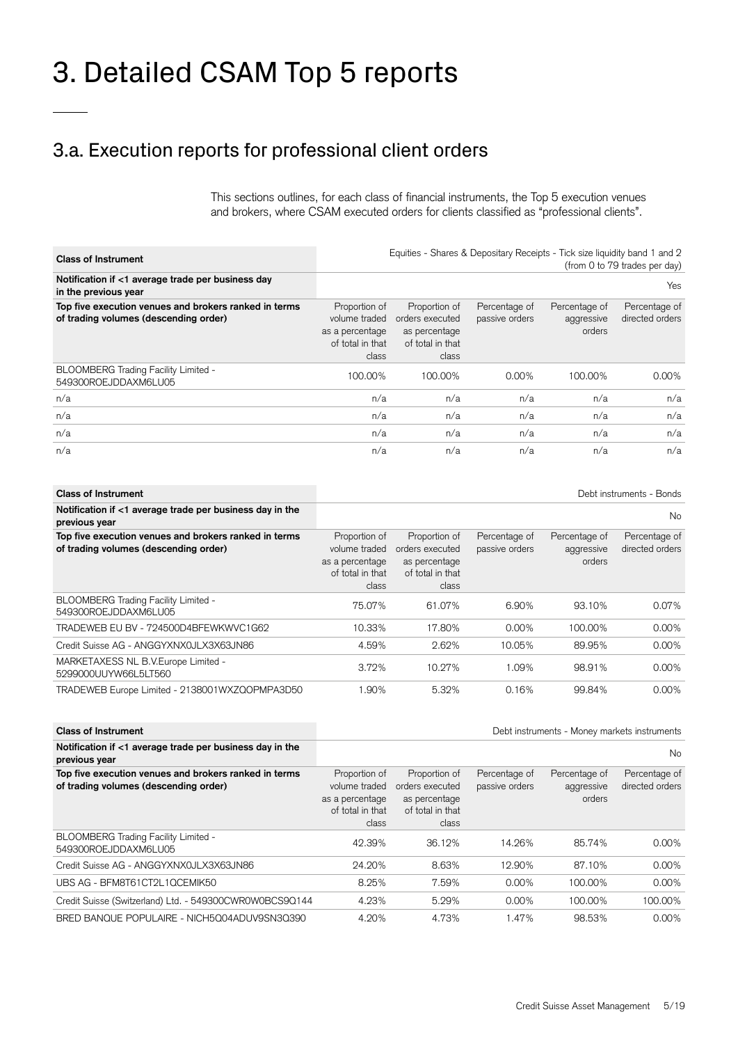# 3. Detailed CSAM Top 5 reports

## 3.a. Execution reports for professional client orders

This sections outlines, for each class of financial instruments, the Top 5 execution venues and brokers, where CSAM executed orders for clients classified as "professional clients".

| **Class of Instrument** | Equities - Shares & Depositary Receipts - Tick size liquidity band 1 and 2 (from 0 to 79 trades per day) | | | | |
|---|---|---|---|---|---|
| **Notification if <1 average trade per business day in the previous year** | Yes | | | | |
| **Top five execution venues and brokers ranked in terms of trading volumes (descending order)** | Proportion of volume traded as a percentage of total in that class | Proportion of orders executed as percentage of total in that class | Percentage of passive orders | Percentage of aggressive orders | Percentage of directed orders |
| BLOOMBERG Trading Facility Limited - 549300ROEJDDAXM6LU05 | 100.00% | 100.00% | 0.00% | 100.00% | 0.00% |
| n/a | n/a | n/a | n/a | n/a | n/a |
| n/a | n/a | n/a | n/a | n/a | n/a |
| n/a | n/a | n/a | n/a | n/a | n/a |
| n/a | n/a | n/a | n/a | n/a | n/a |

| **Class of Instrument** | Debt instruments - Bonds | | | | |
|---|---|---|---|---|---|
| **Notification if <1 average trade per business day in the previous year** | No | | | | |
| **Top five execution venues and brokers ranked in terms of trading volumes (descending order)** | Proportion of volume traded as a percentage of total in that class | Proportion of orders executed as percentage of total in that class | Percentage of passive orders | Percentage of aggressive orders | Percentage of directed orders |
| BLOOMBERG Trading Facility Limited - 549300ROEJDDAXM6LU05 | 75.07% | 61.07% | 6.90% | 93.10% | 0.07% |
| TRADEWEB EU BV - 724500D4BFEWKWVC1G62 | 10.33% | 17.80% | 0.00% | 100.00% | 0.00% |
| Credit Suisse AG - ANGGYXNX0JLX3X63JN86 | 4.59% | 2.62% | 10.05% | 89.95% | 0.00% |
| MARKETAXESS NL B.V.Europe Limited - 5299000UUYW66L5LT560 | 3.72% | 10.27% | 1.09% | 98.91% | 0.00% |
| TRADEWEB Europe Limited - 2138001WXZQOPMPA3D50 | 1.90% | 5.32% | 0.16% | 99.84% | 0.00% |

| **Class of Instrument** | Debt instruments - Money markets instruments | | | | |
|---|---|---|---|---|---|
| **Notification if <1 average trade per business day in the previous year** | No | | | | |
| **Top five execution venues and brokers ranked in terms of trading volumes (descending order)** | Proportion of volume traded as a percentage of total in that class | Proportion of orders executed as percentage of total in that class | Percentage of passive orders | Percentage of aggressive orders | Percentage of directed orders |
| BLOOMBERG Trading Facility Limited - 549300ROEJDDAXM6LU05 | 42.39% | 36.12% | 14.26% | 85.74% | 0.00% |
| Credit Suisse AG - ANGGYXNX0JLX3X63JN86 | 24.20% | 8.63% | 12.90% | 87.10% | 0.00% |
| UBS AG - BFM8T61CT2L1QCEMIK50 | 8.25% | 7.59% | 0.00% | 100.00% | 0.00% |
| Credit Suisse (Switzerland) Ltd. - 549300CWR0W0BCS9Q144 | 4.23% | 5.29% | 0.00% | 100.00% | 100.00% |
| BRED BANQUE POPULAIRE - NICH5Q04ADUV9SN3Q390 | 4.20% | 4.73% | 1.47% | 98.53% | 0.00% |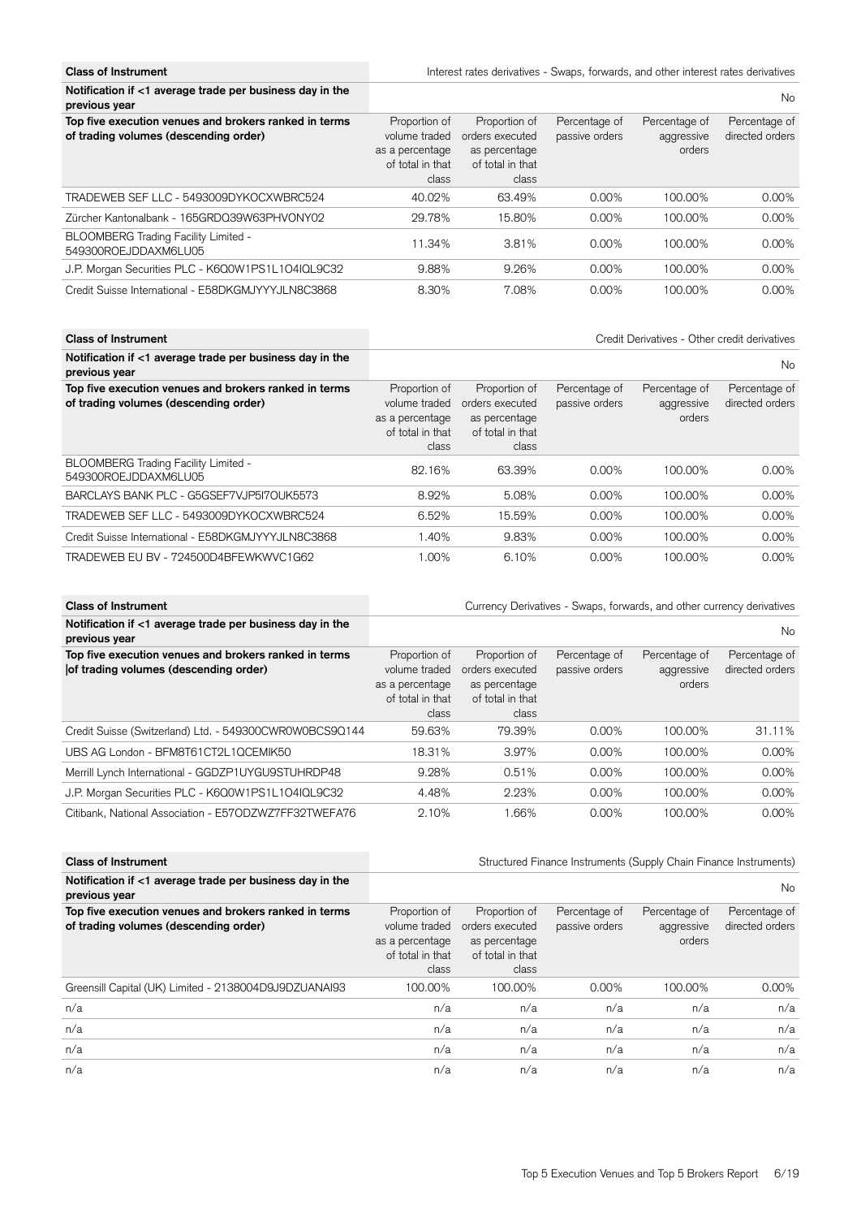| Class of Instrument | Interest rates derivatives - Swaps, forwards, and other interest rates derivatives | | | |
|---|---|---|---|---|
| Notification if <1 average trade per business day in the previous year | | | | No |
| Top five execution venues and brokers ranked in terms of trading volumes (descending order) | Proportion of volume traded as a percentage of total in that class | Proportion of orders executed as percentage of total in that class | Percentage of passive orders | Percentage of aggressive orders | Percentage of directed orders |
| TRADEWEB SEF LLC - 5493009DYKOCXWBRC524 | 40.02% | 63.49% | 0.00% | 100.00% | 0.00% |
| Zürcher Kantonalbank - 165GRDQ39W63PHVONY02 | 29.78% | 15.80% | 0.00% | 100.00% | 0.00% |
| BLOOMBERG Trading Facility Limited - 549300ROEJDDAXM6LU05 | 11.34% | 3.81% | 0.00% | 100.00% | 0.00% |
| J.P. Morgan Securities PLC - K6Q0W1PS1L1O4IQL9C32 | 9.88% | 9.26% | 0.00% | 100.00% | 0.00% |
| Credit Suisse International - E58DKGMJYYYJLN8C3868 | 8.30% | 7.08% | 0.00% | 100.00% | 0.00% |

| Class of Instrument | Credit Derivatives - Other credit derivatives | | | | |
|---|---|---|---|---|---|
| Notification if <1 average trade per business day in the previous year | | | | | No |
| Top five execution venues and brokers ranked in terms of trading volumes (descending order) | Proportion of volume traded as a percentage of total in that class | Proportion of orders executed as percentage of total in that class | Percentage of passive orders | Percentage of aggressive orders | Percentage of directed orders |
| BLOOMBERG Trading Facility Limited - 549300ROEJDDAXM6LU05 | 82.16% | 63.39% | 0.00% | 100.00% | 0.00% |
| BARCLAYS BANK PLC - G5GSEF7VJP5I7OUK5573 | 8.92% | 5.08% | 0.00% | 100.00% | 0.00% |
| TRADEWEB SEF LLC - 5493009DYKOCXWBRC524 | 6.52% | 15.59% | 0.00% | 100.00% | 0.00% |
| Credit Suisse International - E58DKGMJYYYJLN8C3868 | 1.40% | 9.83% | 0.00% | 100.00% | 0.00% |
| TRADEWEB EU BV - 724500D4BFEWKWVC1G62 | 1.00% | 6.10% | 0.00% | 100.00% | 0.00% |

| Class of Instrument | Currency Derivatives - Swaps, forwards, and other currency derivatives | | | | |
|---|---|---|---|---|---|
| Notification if <1 average trade per business day in the previous year | | | | | No |
| Top five execution venues and brokers ranked in terms of trading volumes (descending order) | Proportion of volume traded as a percentage of total in that class | Proportion of orders executed as percentage of total in that class | Percentage of passive orders | Percentage of aggressive orders | Percentage of directed orders |
| Credit Suisse (Switzerland) Ltd. - 549300CWR0W0BCS9Q144 | 59.63% | 79.39% | 0.00% | 100.00% | 31.11% |
| UBS AG London - BFM8T61CT2L1QCEMIK50 | 18.31% | 3.97% | 0.00% | 100.00% | 0.00% |
| Merrill Lynch International - GGDZP1UYGU9STUHRDP48 | 9.28% | 0.51% | 0.00% | 100.00% | 0.00% |
| J.P. Morgan Securities PLC - K6Q0W1PS1L1O4IQL9C32 | 4.48% | 2.23% | 0.00% | 100.00% | 0.00% |
| Citibank, National Association - E57ODZWZ7FF32TWEFA76 | 2.10% | 1.66% | 0.00% | 100.00% | 0.00% |

| Class of Instrument | Structured Finance Instruments (Supply Chain Finance Instruments) | | | | |
|---|---|---|---|---|---|
| Notification if <1 average trade per business day in the previous year | | | | | No |
| Top five execution venues and brokers ranked in terms of trading volumes (descending order) | Proportion of volume traded as a percentage of total in that class | Proportion of orders executed as percentage of total in that class | Percentage of passive orders | Percentage of aggressive orders | Percentage of directed orders |
| Greensill Capital (UK) Limited - 2138004D9J9DZUANAI93 | 100.00% | 100.00% | 0.00% | 100.00% | 0.00% |
| n/a | n/a | n/a | n/a | n/a | n/a |
| n/a | n/a | n/a | n/a | n/a | n/a |
| n/a | n/a | n/a | n/a | n/a | n/a |
| n/a | n/a | n/a | n/a | n/a | n/a |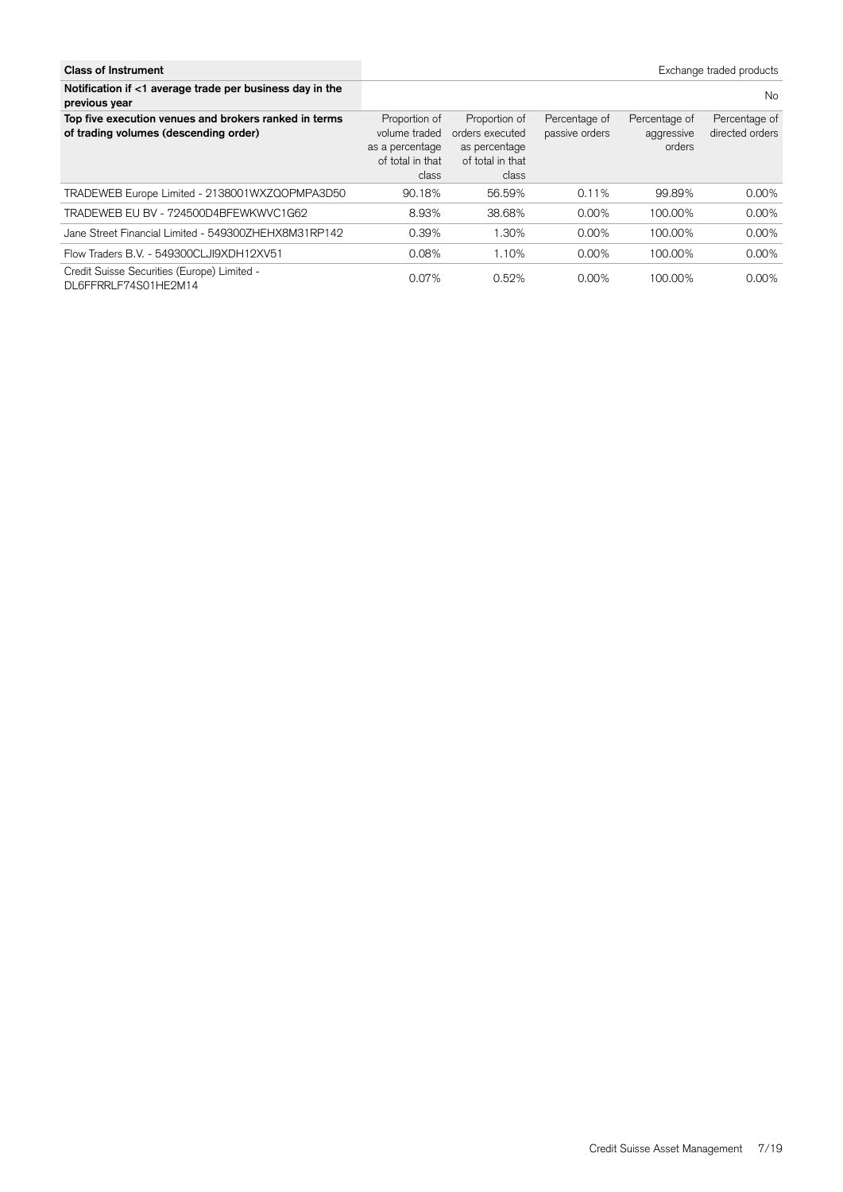| Class of Instrument | | | | | Exchange traded products |
|---|---|---|---|---|---|
| **Notification if <1 average trade per business day in the previous year** | | | | | No |
| **Top five execution venues and brokers ranked in terms of trading volumes (descending order)** | Proportion of volume traded as a percentage of total in that class | Proportion of orders executed as percentage of total in that class | Percentage of passive orders | Percentage of aggressive orders | Percentage of directed orders |
| TRADEWEB Europe Limited - 2138001WXZQOPMPA3D50 | 90.18% | 56.59% | 0.11% | 99.89% | 0.00% |
| TRADEWEB EU BV - 724500D4BFEWKWVC1G62 | 8.93% | 38.68% | 0.00% | 100.00% | 0.00% |
| Jane Street Financial Limited - 549300ZHEHX8M31RP142 | 0.39% | 1.30% | 0.00% | 100.00% | 0.00% |
| Flow Traders B.V. - 549300CLJI9XDH12XV51 | 0.08% | 1.10% | 0.00% | 100.00% | 0.00% |
| Credit Suisse Securities (Europe) Limited - DL6FFRRLF74S01HE2M14 | 0.07% | 0.52% | 0.00% | 100.00% | 0.00% |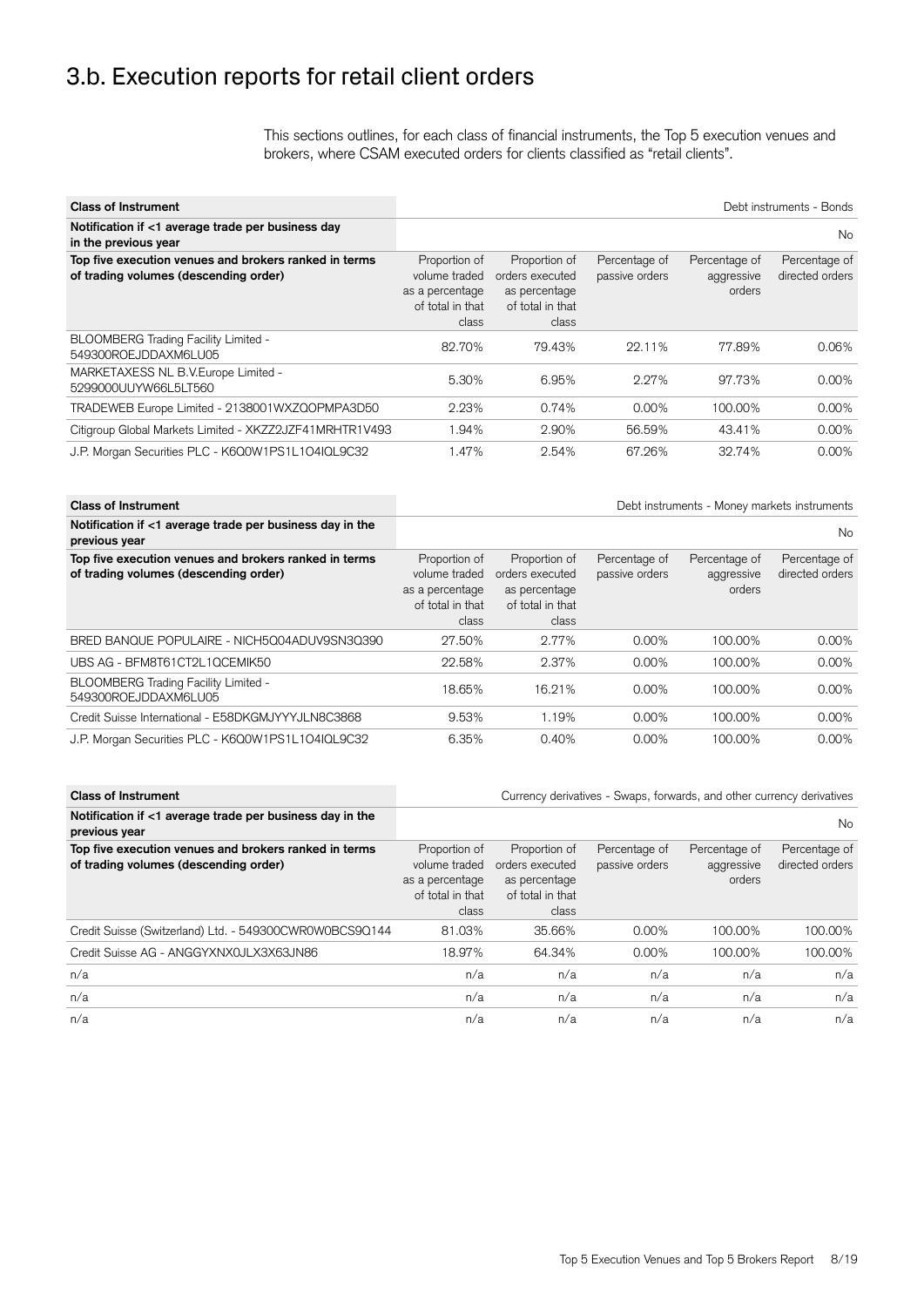# 3.b. Execution reports for retail client orders

This sections outlines, for each class of financial instruments, the Top 5 execution venues and brokers, where CSAM executed orders for clients classified as "retail clients".

| **Class of Instrument** | | | | | Debt instruments - Bonds |
|---|---|---|---|---|---|
| **Notification if <1 average trade per business day in the previous year** | | | | | No |
| **Top five execution venues and brokers ranked in terms of trading volumes (descending order)** | Proportion of volume traded as a percentage of total in that class | Proportion of orders executed as percentage of total in that class | Percentage of passive orders | Percentage of aggressive orders | Percentage of directed orders |
| BLOOMBERG Trading Facility Limited - 549300ROEJDDAXM6LU05 | 82.70% | 79.43% | 22.11% | 77.89% | 0.06% |
| MARKETAXESS NL B.V.Europe Limited - 5299000UUYW66L5LT560 | 5.30% | 6.95% | 2.27% | 97.73% | 0.00% |
| TRADEWEB Europe Limited - 2138001WXZQOPMPA3D50 | 2.23% | 0.74% | 0.00% | 100.00% | 0.00% |
| Citigroup Global Markets Limited - XKZZ2JZF41MRHTR1V493 | 1.94% | 2.90% | 56.59% | 43.41% | 0.00% |
| J.P. Morgan Securities PLC - K6Q0W1PS1L1O4IQL9C32 | 1.47% | 2.54% | 67.26% | 32.74% | 0.00% |

| **Class of Instrument** | | | | | Debt instruments - Money markets instruments |
|---|---|---|---|---|---|
| **Notification if <1 average trade per business day in the previous year** | | | | | No |
| **Top five execution venues and brokers ranked in terms of trading volumes (descending order)** | Proportion of volume traded as a percentage of total in that class | Proportion of orders executed as percentage of total in that class | Percentage of passive orders | Percentage of aggressive orders | Percentage of directed orders |
| BRED BANQUE POPULAIRE - NICH5Q04ADUV9SN3Q390 | 27.50% | 2.77% | 0.00% | 100.00% | 0.00% |
| UBS AG - BFM8T61CT2L1QCEMIK50 | 22.58% | 2.37% | 0.00% | 100.00% | 0.00% |
| BLOOMBERG Trading Facility Limited - 549300ROEJDDAXM6LU05 | 18.65% | 16.21% | 0.00% | 100.00% | 0.00% |
| Credit Suisse International - E58DKGMJYYYJLN8C3868 | 9.53% | 1.19% | 0.00% | 100.00% | 0.00% |
| J.P. Morgan Securities PLC - K6Q0W1PS1L1O4IQL9C32 | 6.35% | 0.40% | 0.00% | 100.00% | 0.00% |

| **Class of Instrument** | | | | | Currency derivatives - Swaps, forwards, and other currency derivatives |
|---|---|---|---|---|---|
| **Notification if <1 average trade per business day in the previous year** | | | | | No |
| **Top five execution venues and brokers ranked in terms of trading volumes (descending order)** | Proportion of volume traded as a percentage of total in that class | Proportion of orders executed as percentage of total in that class | Percentage of passive orders | Percentage of aggressive orders | Percentage of directed orders |
| Credit Suisse (Switzerland) Ltd. - 549300CWR0W0BCS9Q144 | 81.03% | 35.66% | 0.00% | 100.00% | 100.00% |
| Credit Suisse AG - ANGGYXNX0JLX3X63JN86 | 18.97% | 64.34% | 0.00% | 100.00% | 100.00% |
| n/a | n/a | n/a | n/a | n/a | n/a |
| n/a | n/a | n/a | n/a | n/a | n/a |
| n/a | n/a | n/a | n/a | n/a | n/a |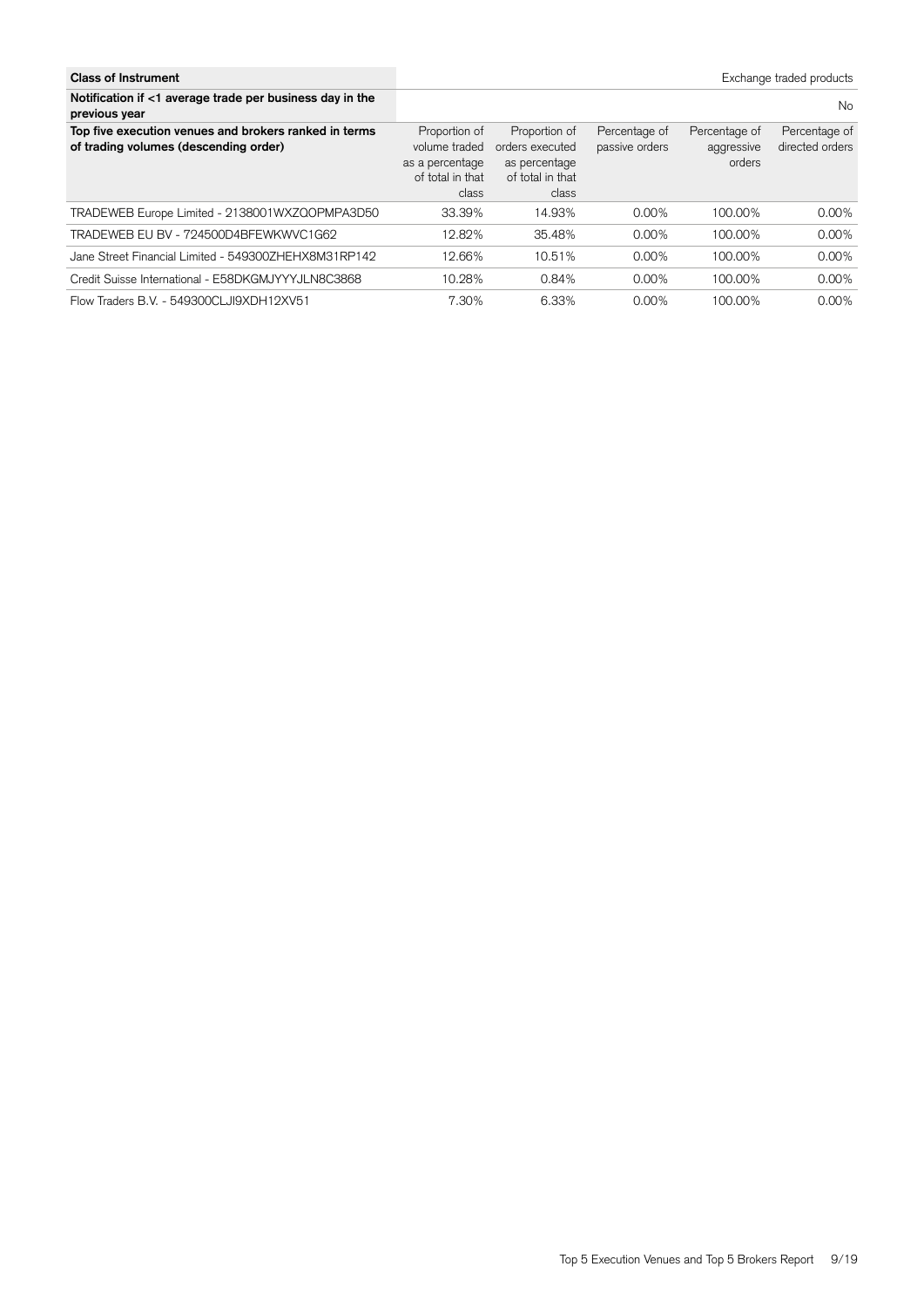| Class of Instrument | | | | | Exchange traded products |
|---|---|---|---|---|---|
| Notification if <1 average trade per business day in the previous year | | | | | No |
| **Top five execution venues and brokers ranked in terms of trading volumes (descending order)** | Proportion of volume traded as a percentage of total in that class | Proportion of orders executed as percentage of total in that class | Percentage of passive orders | Percentage of aggressive orders | Percentage of directed orders |
| TRADEWEB Europe Limited - 2138001WXZQOPMPA3D50 | 33.39% | 14.93% | 0.00% | 100.00% | 0.00% |
| TRADEWEB EU BV - 724500D4BFEWKWVC1G62 | 12.82% | 35.48% | 0.00% | 100.00% | 0.00% |
| Jane Street Financial Limited - 549300ZHEHX8M31RP142 | 12.66% | 10.51% | 0.00% | 100.00% | 0.00% |
| Credit Suisse International - E58DKGMJYYYJLN8C3868 | 10.28% | 0.84% | 0.00% | 100.00% | 0.00% |
| Flow Traders B.V. - 549300CLJI9XDH12XV51 | 7.30% | 6.33% | 0.00% | 100.00% | 0.00% |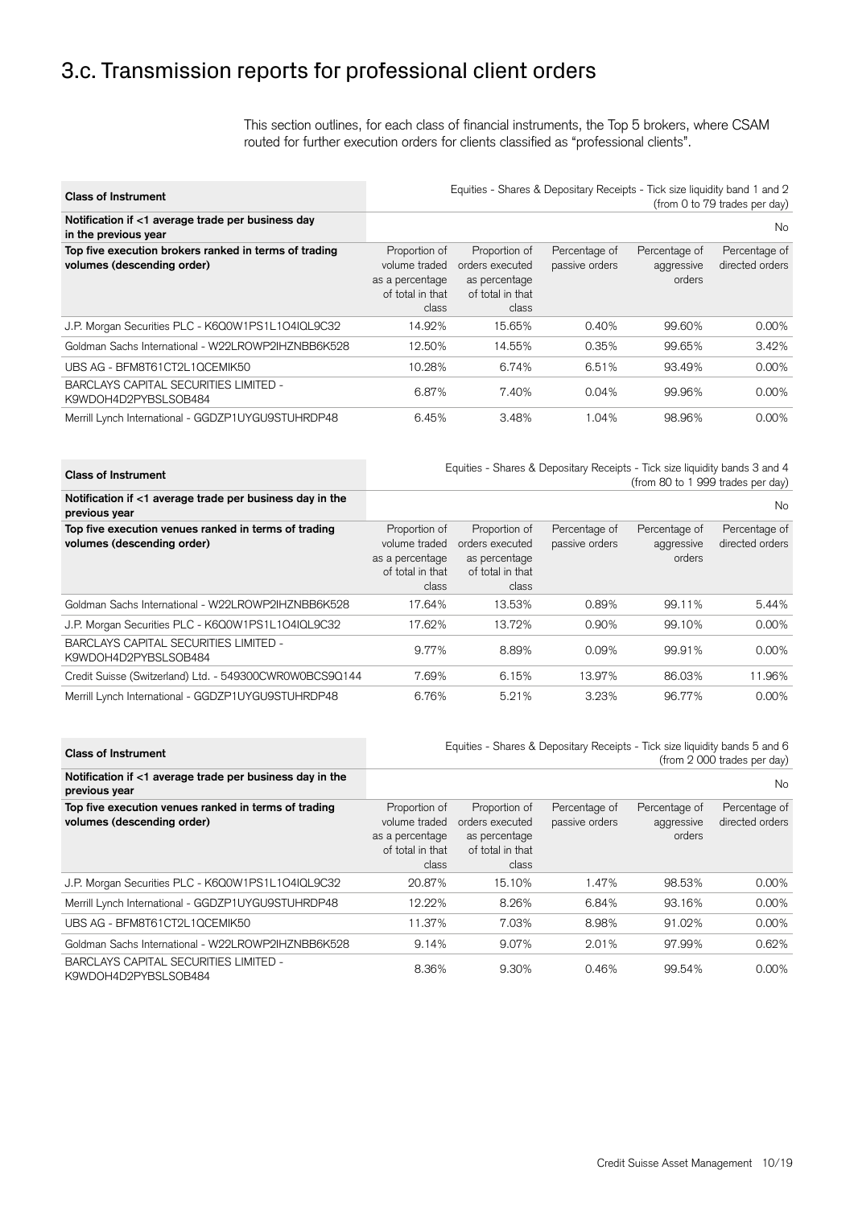# 3.c. Transmission reports for professional client orders

This section outlines, for each class of financial instruments, the Top 5 brokers, where CSAM routed for further execution orders for clients classified as "professional clients".

| **Class of Instrument** | Equities - Shares & Depositary Receipts - Tick size liquidity band 1 and 2 (from 0 to 79 trades per day) | | | | |
|---|---|---|---|---|---|
| **Notification if <1 average trade per business day in the previous year** | No | | | | |
| **Top five execution brokers ranked in terms of trading volumes (descending order)** | Proportion of volume traded as a percentage of total in that class | Proportion of orders executed as percentage of total in that class | Percentage of passive orders | Percentage of aggressive orders | Percentage of directed orders |
| J.P. Morgan Securities PLC - K6Q0W1PS1L1O4IQL9C32 | 14.92% | 15.65% | 0.40% | 99.60% | 0.00% |
| Goldman Sachs International - W22LROWP2IHZNBB6K528 | 12.50% | 14.55% | 0.35% | 99.65% | 3.42% |
| UBS AG - BFM8T61CT2L1QCEMIK50 | 10.28% | 6.74% | 6.51% | 93.49% | 0.00% |
| BARCLAYS CAPITAL SECURITIES LIMITED - K9WDOH4D2PYBSLSOB484 | 6.87% | 7.40% | 0.04% | 99.96% | 0.00% |
| Merrill Lynch International - GGDZP1UYGU9STUHRDP48 | 6.45% | 3.48% | 1.04% | 98.96% | 0.00% |

| **Class of Instrument** | Equities - Shares & Depositary Receipts - Tick size liquidity bands 3 and 4 (from 80 to 1 999 trades per day) | | | | |
|---|---|---|---|---|---|
| **Notification if <1 average trade per business day in the previous year** | No | | | | |
| **Top five execution venues ranked in terms of trading volumes (descending order)** | Proportion of volume traded as a percentage of total in that class | Proportion of orders executed as percentage of total in that class | Percentage of passive orders | Percentage of aggressive orders | Percentage of directed orders |
| Goldman Sachs International - W22LROWP2IHZNBB6K528 | 17.64% | 13.53% | 0.89% | 99.11% | 5.44% |
| J.P. Morgan Securities PLC - K6Q0W1PS1L1O4IQL9C32 | 17.62% | 13.72% | 0.90% | 99.10% | 0.00% |
| BARCLAYS CAPITAL SECURITIES LIMITED - K9WDOH4D2PYBSLSOB484 | 9.77% | 8.89% | 0.09% | 99.91% | 0.00% |
| Credit Suisse (Switzerland) Ltd. - 549300CWR0W0BCS9Q144 | 7.69% | 6.15% | 13.97% | 86.03% | 11.96% |
| Merrill Lynch International - GGDZP1UYGU9STUHRDP48 | 6.76% | 5.21% | 3.23% | 96.77% | 0.00% |

| **Class of Instrument** | Equities - Shares & Depositary Receipts - Tick size liquidity bands 5 and 6 (from 2 000 trades per day) | | | | |
|---|---|---|---|---|---|
| **Notification if <1 average trade per business day in the previous year** | No | | | | |
| **Top five execution venues ranked in terms of trading volumes (descending order)** | Proportion of volume traded as a percentage of total in that class | Proportion of orders executed as percentage of total in that class | Percentage of passive orders | Percentage of aggressive orders | Percentage of directed orders |
| J.P. Morgan Securities PLC - K6Q0W1PS1L1O4IQL9C32 | 20.87% | 15.10% | 1.47% | 98.53% | 0.00% |
| Merrill Lynch International - GGDZP1UYGU9STUHRDP48 | 12.22% | 8.26% | 6.84% | 93.16% | 0.00% |
| UBS AG - BFM8T61CT2L1QCEMIK50 | 11.37% | 7.03% | 8.98% | 91.02% | 0.00% |
| Goldman Sachs International - W22LROWP2IHZNBB6K528 | 9.14% | 9.07% | 2.01% | 97.99% | 0.62% |
| BARCLAYS CAPITAL SECURITIES LIMITED - K9WDOH4D2PYBSLSOB484 | 8.36% | 9.30% | 0.46% | 99.54% | 0.00% |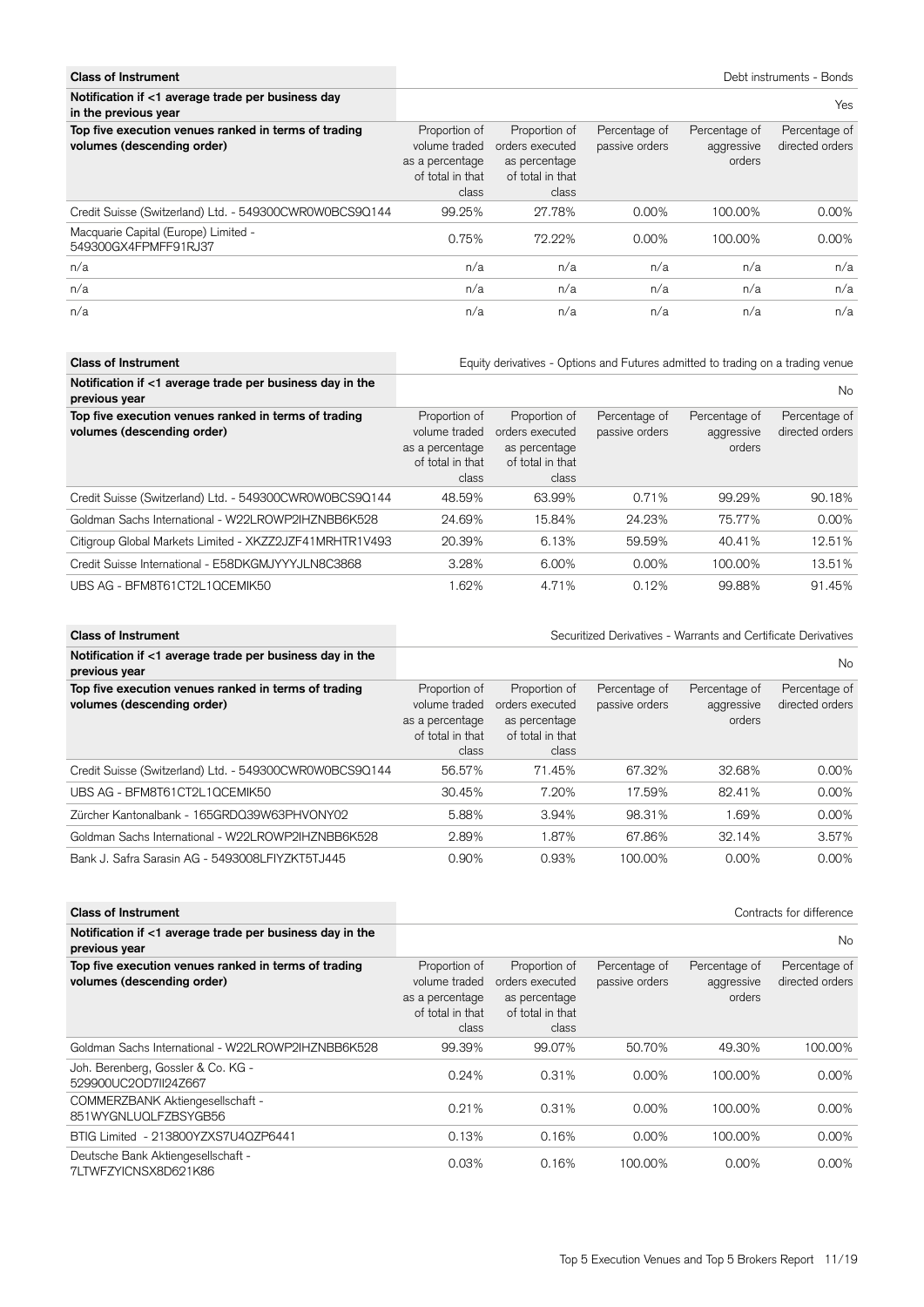| Class of Instrument | | | | | Debt instruments - Bonds |
|---|---|---|---|---|---|
| Notification if <1 average trade per business day in the previous year | | | | | Yes |
| Top five execution venues ranked in terms of trading volumes (descending order) | Proportion of volume traded as a percentage of total in that class | Proportion of orders executed as percentage of total in that class | Percentage of passive orders | Percentage of aggressive orders | Percentage of directed orders |
| Credit Suisse (Switzerland) Ltd. - 549300CWR0W0BCS9Q144 | 99.25% | 27.78% | 0.00% | 100.00% | 0.00% |
| Macquarie Capital (Europe) Limited - 549300GX4FPMFF91RJ37 | 0.75% | 72.22% | 0.00% | 100.00% | 0.00% |
| n/a | n/a | n/a | n/a | n/a | n/a |
| n/a | n/a | n/a | n/a | n/a | n/a |
| n/a | n/a | n/a | n/a | n/a | n/a |

| Class of Instrument | | | | | Equity derivatives - Options and Futures admitted to trading on a trading venue |
|---|---|---|---|---|---|
| Notification if <1 average trade per business day in the previous year | | | | | No |
| Top five execution venues ranked in terms of trading volumes (descending order) | Proportion of volume traded as a percentage of total in that class | Proportion of orders executed as percentage of total in that class | Percentage of passive orders | Percentage of aggressive orders | Percentage of directed orders |
| Credit Suisse (Switzerland) Ltd. - 549300CWR0W0BCS9Q144 | 48.59% | 63.99% | 0.71% | 99.29% | 90.18% |
| Goldman Sachs International - W22LROWP2IHZNBB6K528 | 24.69% | 15.84% | 24.23% | 75.77% | 0.00% |
| Citigroup Global Markets Limited - XKZZ2JZF41MRHTR1V493 | 20.39% | 6.13% | 59.59% | 40.41% | 12.51% |
| Credit Suisse International - E58DKGMJYYYJLN8C3868 | 3.28% | 6.00% | 0.00% | 100.00% | 13.51% |
| UBS AG - BFM8T61CT2L1QCEMIK50 | 1.62% | 4.71% | 0.12% | 99.88% | 91.45% |

| Class of Instrument | | | | | Securitized Derivatives - Warrants and Certificate Derivatives |
|---|---|---|---|---|---|
| Notification if <1 average trade per business day in the previous year | | | | | No |
| Top five execution venues ranked in terms of trading volumes (descending order) | Proportion of volume traded as a percentage of total in that class | Proportion of orders executed as percentage of total in that class | Percentage of passive orders | Percentage of aggressive orders | Percentage of directed orders |
| Credit Suisse (Switzerland) Ltd. - 549300CWR0W0BCS9Q144 | 56.57% | 71.45% | 67.32% | 32.68% | 0.00% |
| UBS AG - BFM8T61CT2L1QCEMIK50 | 30.45% | 7.20% | 17.59% | 82.41% | 0.00% |
| Zürcher Kantonalbank - 165GRDQ39W63PHVONY02 | 5.88% | 3.94% | 98.31% | 1.69% | 0.00% |
| Goldman Sachs International - W22LROWP2IHZNBB6K528 | 2.89% | 1.87% | 67.86% | 32.14% | 3.57% |
| Bank J. Safra Sarasin AG - 5493008LFIYZKT5TJ445 | 0.90% | 0.93% | 100.00% | 0.00% | 0.00% |

| Class of Instrument | | | | | Contracts for difference |
|---|---|---|---|---|---|
| Notification if <1 average trade per business day in the previous year | | | | | No |
| Top five execution venues ranked in terms of trading volumes (descending order) | Proportion of volume traded as a percentage of total in that class | Proportion of orders executed as percentage of total in that class | Percentage of passive orders | Percentage of aggressive orders | Percentage of directed orders |
| Goldman Sachs International - W22LROWP2IHZNBB6K528 | 99.39% | 99.07% | 50.70% | 49.30% | 100.00% |
| Joh. Berenberg, Gossler & Co. KG - 529900UC2OD7II24Z667 | 0.24% | 0.31% | 0.00% | 100.00% | 0.00% |
| COMMERZBANK Aktiengesellschaft - 851WYGNLUQLFZBSYGB56 | 0.21% | 0.31% | 0.00% | 100.00% | 0.00% |
| BTIG Limited - 213800YZXS7U4QZP6441 | 0.13% | 0.16% | 0.00% | 100.00% | 0.00% |
| Deutsche Bank Aktiengesellschaft - 7LTWFZYICNSX8D621K86 | 0.03% | 0.16% | 100.00% | 0.00% | 0.00% |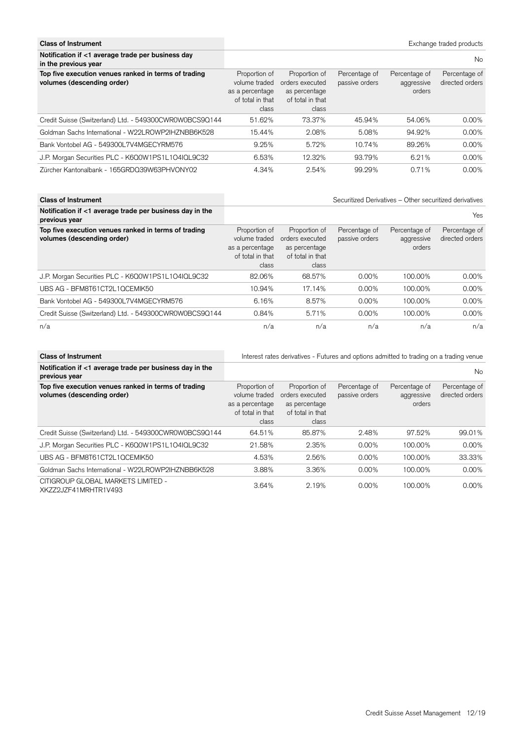| Class of Instrument | | | | | Exchange traded products |
|---|---|---|---|---|---|
| **Notification if <1 average trade per business day in the previous year** | | | | | No |
| **Top five execution venues ranked in terms of trading volumes (descending order)** | Proportion of volume traded as a percentage of total in that class | Proportion of orders executed as percentage of total in that class | Percentage of passive orders | Percentage of aggressive orders | Percentage of directed orders |
| Credit Suisse (Switzerland) Ltd. - 549300CWR0W0BCS9Q144 | 51.62% | 73.37% | 45.94% | 54.06% | 0.00% |
| Goldman Sachs International - W22LROWP2IHZNBB6K528 | 15.44% | 2.08% | 5.08% | 94.92% | 0.00% |
| Bank Vontobel AG - 549300L7V4MGECYRM576 | 9.25% | 5.72% | 10.74% | 89.26% | 0.00% |
| J.P. Morgan Securities PLC - K6Q0W1PS1L1O4IQL9C32 | 6.53% | 12.32% | 93.79% | 6.21% | 0.00% |
| Zürcher Kantonalbank - 165GRDQ39W63PHVONY02 | 4.34% | 2.54% | 99.29% | 0.71% | 0.00% |

| Class of Instrument | | | | | Securitized Derivatives – Other securitized derivatives |
|---|---|---|---|---|---|
| **Notification if <1 average trade per business day in the previous year** | | | | | Yes |
| **Top five execution venues ranked in terms of trading volumes (descending order)** | Proportion of volume traded as a percentage of total in that class | Proportion of orders executed as percentage of total in that class | Percentage of passive orders | Percentage of aggressive orders | Percentage of directed orders |
| J.P. Morgan Securities PLC - K6Q0W1PS1L1O4IQL9C32 | 82.06% | 68.57% | 0.00% | 100.00% | 0.00% |
| UBS AG - BFM8T61CT2L1QCEMIK50 | 10.94% | 17.14% | 0.00% | 100.00% | 0.00% |
| Bank Vontobel AG - 549300L7V4MGECYRM576 | 6.16% | 8.57% | 0.00% | 100.00% | 0.00% |
| Credit Suisse (Switzerland) Ltd. - 549300CWR0W0BCS9Q144 | 0.84% | 5.71% | 0.00% | 100.00% | 0.00% |
| n/a | n/a | n/a | n/a | n/a | n/a |

| Class of Instrument | | | | | Interest rates derivatives - Futures and options admitted to trading on a trading venue |
|---|---|---|---|---|---|
| **Notification if <1 average trade per business day in the previous year** | | | | | No |
| **Top five execution venues ranked in terms of trading volumes (descending order)** | Proportion of volume traded as a percentage of total in that class | Proportion of orders executed as percentage of total in that class | Percentage of passive orders | Percentage of aggressive orders | Percentage of directed orders |
| Credit Suisse (Switzerland) Ltd. - 549300CWR0W0BCS9Q144 | 64.51% | 85.87% | 2.48% | 97.52% | 99.01% |
| J.P. Morgan Securities PLC - K6Q0W1PS1L1O4IQL9C32 | 21.58% | 2.35% | 0.00% | 100.00% | 0.00% |
| UBS AG - BFM8T61CT2L1QCEMIK50 | 4.53% | 2.56% | 0.00% | 100.00% | 33.33% |
| Goldman Sachs International - W22LROWP2IHZNBB6K528 | 3.88% | 3.36% | 0.00% | 100.00% | 0.00% |
| CITIGROUP GLOBAL MARKETS LIMITED - XKZZ2JZF41MRHTR1V493 | 3.64% | 2.19% | 0.00% | 100.00% | 0.00% |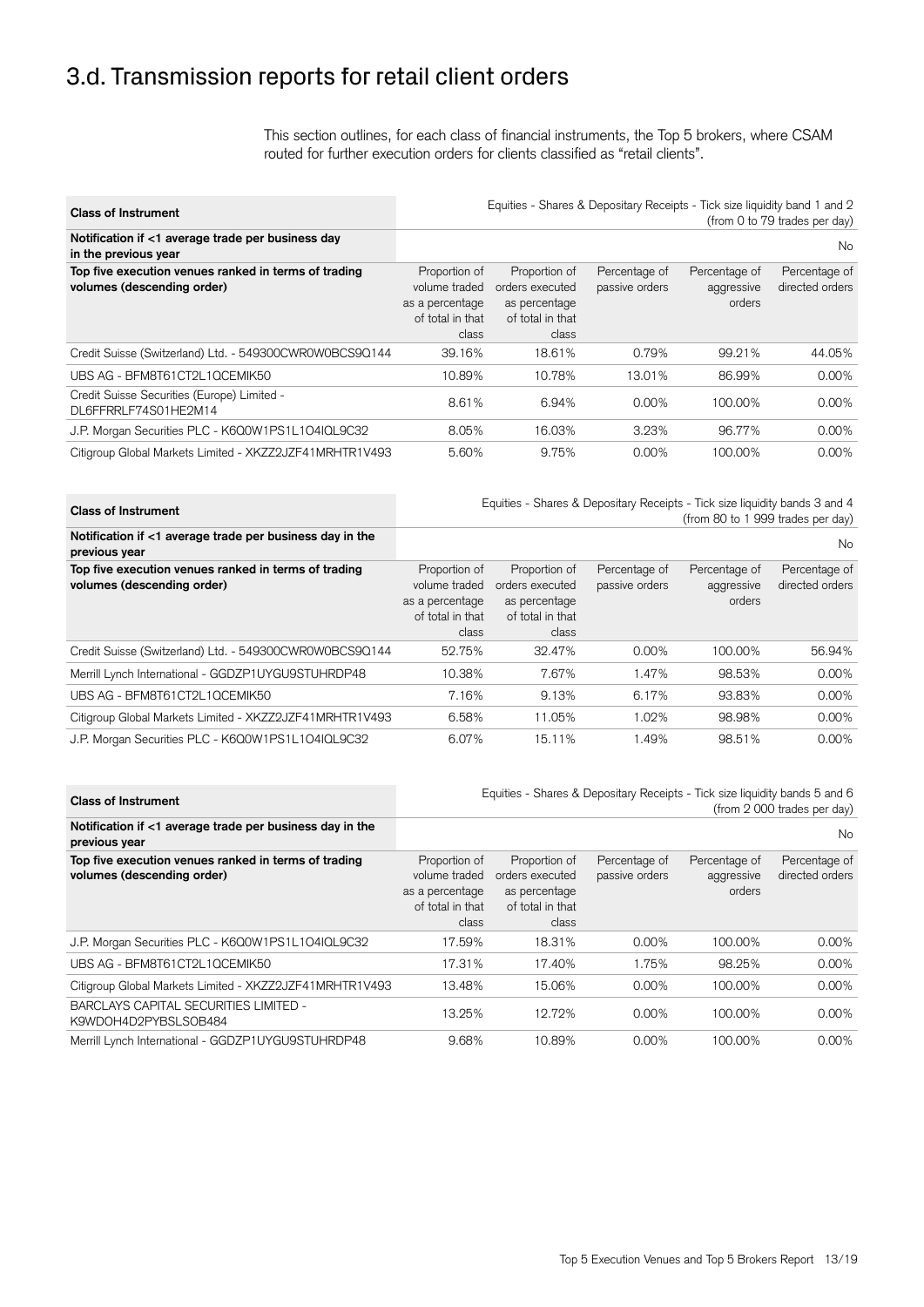## 3.d. Transmission reports for retail client orders

This section outlines, for each class of financial instruments, the Top 5 brokers, where CSAM routed for further execution orders for clients classified as "retail clients".

| **Class of Instrument** | Equities - Shares & Depositary Receipts - Tick size liquidity band 1 and 2 (from 0 to 79 trades per day) | | | | |
|---|---|---|---|---|---|
| **Notification if <1 average trade per business day in the previous year** | No | | | | |
| **Top five execution venues ranked in terms of trading volumes (descending order)** | Proportion of volume traded as a percentage of total in that class | Proportion of orders executed as percentage of total in that class | Percentage of passive orders | Percentage of aggressive orders | Percentage of directed orders |
| Credit Suisse (Switzerland) Ltd. - 549300CWR0W0BCS9Q144 | 39.16% | 18.61% | 0.79% | 99.21% | 44.05% |
| UBS AG - BFM8T61CT2L1QCEMIK50 | 10.89% | 10.78% | 13.01% | 86.99% | 0.00% |
| Credit Suisse Securities (Europe) Limited - DL6FFRRLF74S01HE2M14 | 8.61% | 6.94% | 0.00% | 100.00% | 0.00% |
| J.P. Morgan Securities PLC - K6Q0W1PS1L1O4IQL9C32 | 8.05% | 16.03% | 3.23% | 96.77% | 0.00% |
| Citigroup Global Markets Limited - XKZZ2JZF41MRHTR1V493 | 5.60% | 9.75% | 0.00% | 100.00% | 0.00% |

| **Class of Instrument** | Equities - Shares & Depositary Receipts - Tick size liquidity bands 3 and 4 (from 80 to 1 999 trades per day) | | | | |
|---|---|---|---|---|---|
| **Notification if <1 average trade per business day in the previous year** | No | | | | |
| **Top five execution venues ranked in terms of trading volumes (descending order)** | Proportion of volume traded as a percentage of total in that class | Proportion of orders executed as percentage of total in that class | Percentage of passive orders | Percentage of aggressive orders | Percentage of directed orders |
| Credit Suisse (Switzerland) Ltd. - 549300CWR0W0BCS9Q144 | 52.75% | 32.47% | 0.00% | 100.00% | 56.94% |
| Merrill Lynch International - GGDZP1UYGU9STUHRDP48 | 10.38% | 7.67% | 1.47% | 98.53% | 0.00% |
| UBS AG - BFM8T61CT2L1QCEMIK50 | 7.16% | 9.13% | 6.17% | 93.83% | 0.00% |
| Citigroup Global Markets Limited - XKZZ2JZF41MRHTR1V493 | 6.58% | 11.05% | 1.02% | 98.98% | 0.00% |
| J.P. Morgan Securities PLC - K6Q0W1PS1L1O4IQL9C32 | 6.07% | 15.11% | 1.49% | 98.51% | 0.00% |

| **Class of Instrument** | Equities - Shares & Depositary Receipts - Tick size liquidity bands 5 and 6 (from 2 000 trades per day) | | | | |
|---|---|---|---|---|---|
| **Notification if <1 average trade per business day in the previous year** | No | | | | |
| **Top five execution venues ranked in terms of trading volumes (descending order)** | Proportion of volume traded as a percentage of total in that class | Proportion of orders executed as percentage of total in that class | Percentage of passive orders | Percentage of aggressive orders | Percentage of directed orders |
| J.P. Morgan Securities PLC - K6Q0W1PS1L1O4IQL9C32 | 17.59% | 18.31% | 0.00% | 100.00% | 0.00% |
| UBS AG - BFM8T61CT2L1QCEMIK50 | 17.31% | 17.40% | 1.75% | 98.25% | 0.00% |
| Citigroup Global Markets Limited - XKZZ2JZF41MRHTR1V493 | 13.48% | 15.06% | 0.00% | 100.00% | 0.00% |
| BARCLAYS CAPITAL SECURITIES LIMITED - K9WDOH4D2PYBSLSOB484 | 13.25% | 12.72% | 0.00% | 100.00% | 0.00% |
| Merrill Lynch International - GGDZP1UYGU9STUHRDP48 | 9.68% | 10.89% | 0.00% | 100.00% | 0.00% |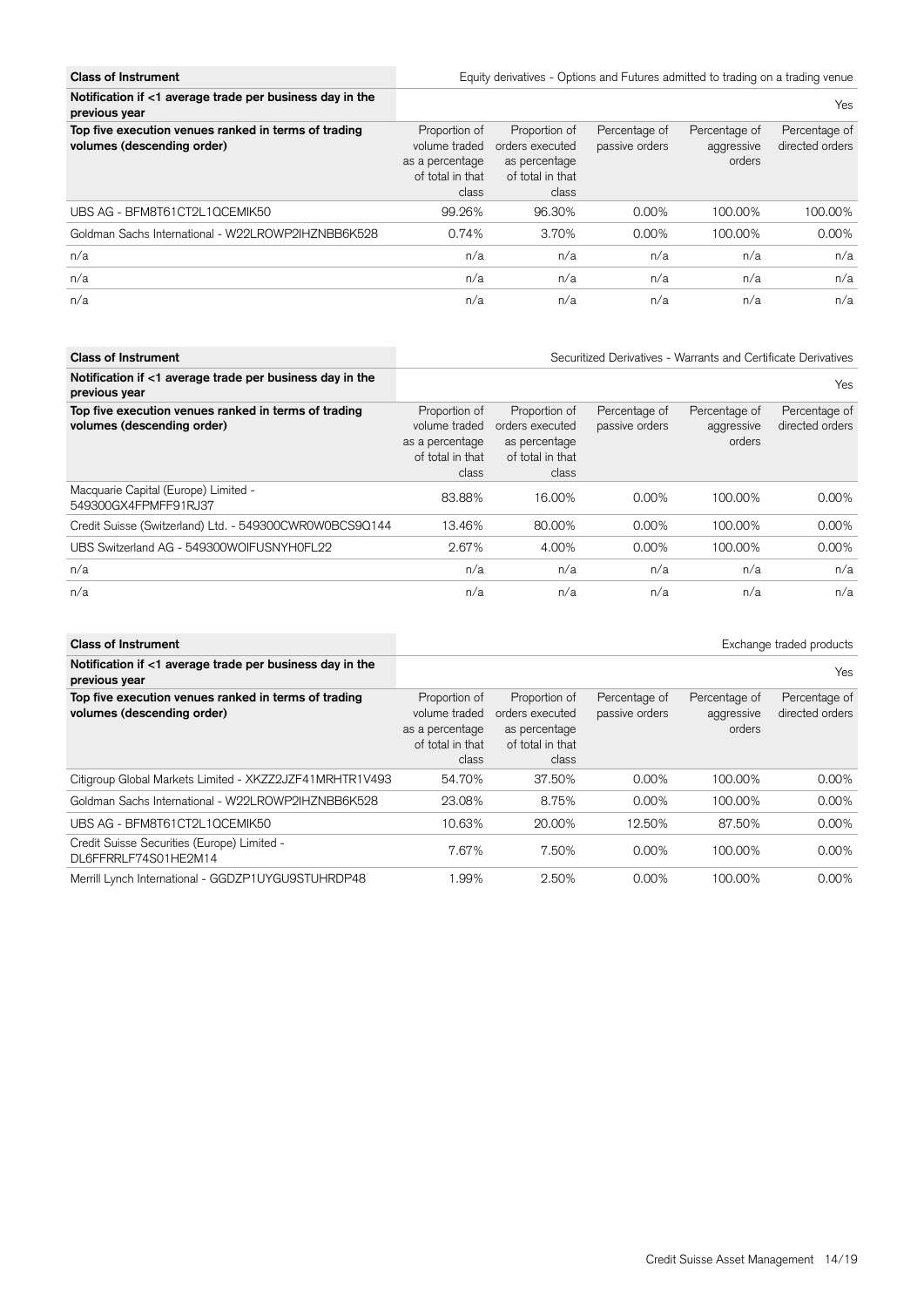| Class of Instrument | Equity derivatives - Options and Futures admitted to trading on a trading venue | | | | |
|---|---|---|---|---|---|
| Notification if <1 average trade per business day in the previous year | | | | | Yes |
| Top five execution venues ranked in terms of trading volumes (descending order) | Proportion of volume traded as a percentage of total in that class | Proportion of orders executed as percentage of total in that class | Percentage of passive orders | Percentage of aggressive orders | Percentage of directed orders |
| UBS AG - BFM8T61CT2L1QCEMIK50 | 99.26% | 96.30% | 0.00% | 100.00% | 100.00% |
| Goldman Sachs International - W22LROWP2IHZNBB6K528 | 0.74% | 3.70% | 0.00% | 100.00% | 0.00% |
| n/a | n/a | n/a | n/a | n/a | n/a |
| n/a | n/a | n/a | n/a | n/a | n/a |
| n/a | n/a | n/a | n/a | n/a | n/a |

| Class of Instrument | Securitized Derivatives - Warrants and Certificate Derivatives | | | | |
|---|---|---|---|---|---|
| Notification if <1 average trade per business day in the previous year | | | | | Yes |
| Top five execution venues ranked in terms of trading volumes (descending order) | Proportion of volume traded as a percentage of total in that class | Proportion of orders executed as percentage of total in that class | Percentage of passive orders | Percentage of aggressive orders | Percentage of directed orders |
| Macquarie Capital (Europe) Limited - 549300GX4FPMFF91RJ37 | 83.88% | 16.00% | 0.00% | 100.00% | 0.00% |
| Credit Suisse (Switzerland) Ltd. - 549300CWR0W0BCS9Q144 | 13.46% | 80.00% | 0.00% | 100.00% | 0.00% |
| UBS Switzerland AG - 549300WOIFUSNYH0FL22 | 2.67% | 4.00% | 0.00% | 100.00% | 0.00% |
| n/a | n/a | n/a | n/a | n/a | n/a |
| n/a | n/a | n/a | n/a | n/a | n/a |

| Class of Instrument | Exchange traded products | | | | |
|---|---|---|---|---|---|
| Notification if <1 average trade per business day in the previous year | | | | | Yes |
| Top five execution venues ranked in terms of trading volumes (descending order) | Proportion of volume traded as a percentage of total in that class | Proportion of orders executed as percentage of total in that class | Percentage of passive orders | Percentage of aggressive orders | Percentage of directed orders |
| Citigroup Global Markets Limited - XKZZ2JZF41MRHTR1V493 | 54.70% | 37.50% | 0.00% | 100.00% | 0.00% |
| Goldman Sachs International - W22LROWP2IHZNBB6K528 | 23.08% | 8.75% | 0.00% | 100.00% | 0.00% |
| UBS AG - BFM8T61CT2L1QCEMIK50 | 10.63% | 20.00% | 12.50% | 87.50% | 0.00% |
| Credit Suisse Securities (Europe) Limited - DL6FFRRLF74S01HE2M14 | 7.67% | 7.50% | 0.00% | 100.00% | 0.00% |
| Merrill Lynch International - GGDZP1UYGU9STUHRDP48 | 1.99% | 2.50% | 0.00% | 100.00% | 0.00% |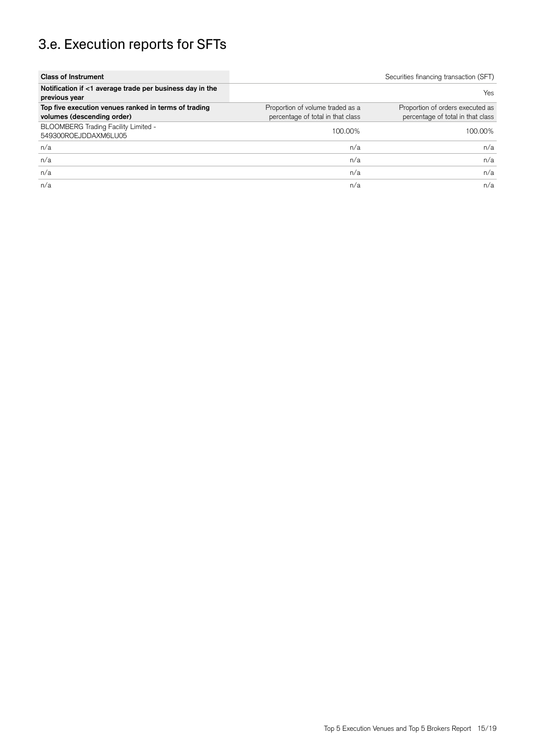# 3.e. Execution reports for SFTs

| Class of Instrument | | Securities financing transaction (SFT) |
|---|---|---|
| **Notification if <1 average trade per business day in the previous year** | | Yes |
| **Top five execution venues ranked in terms of trading volumes (descending order)** | Proportion of volume traded as a percentage of total in that class | Proportion of orders executed as percentage of total in that class |
| BLOOMBERG Trading Facility Limited - 549300ROEJDDAXM6LU05 | 100.00% | 100.00% |
| n/a | n/a | n/a |
| n/a | n/a | n/a |
| n/a | n/a | n/a |
| n/a | n/a | n/a |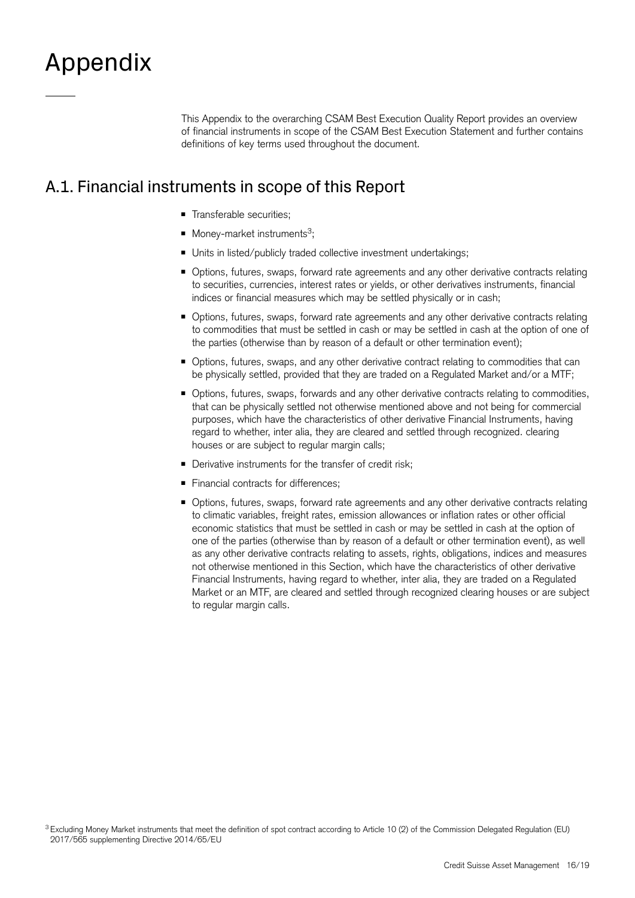# Appendix

This Appendix to the overarching CSAM Best Execution Quality Report provides an overview of financial instruments in scope of the CSAM Best Execution Statement and further contains definitions of key terms used throughout the document.

## A.1. Financial instruments in scope of this Report

- Transferable securities;
- Money-market instruments[3];
- Units in listed/publicly traded collective investment undertakings;
- Options, futures, swaps, forward rate agreements and any other derivative contracts relating to securities, currencies, interest rates or yields, or other derivatives instruments, financial indices or financial measures which may be settled physically or in cash;
- Options, futures, swaps, forward rate agreements and any other derivative contracts relating to commodities that must be settled in cash or may be settled in cash at the option of one of the parties (otherwise than by reason of a default or other termination event);
- Options, futures, swaps, and any other derivative contract relating to commodities that can be physically settled, provided that they are traded on a Regulated Market and/or a MTF;
- Options, futures, swaps, forwards and any other derivative contracts relating to commodities, that can be physically settled not otherwise mentioned above and not being for commercial purposes, which have the characteristics of other derivative Financial Instruments, having regard to whether, inter alia, they are cleared and settled through recognized. clearing houses or are subject to regular margin calls;
- Derivative instruments for the transfer of credit risk;
- Financial contracts for differences;
- Options, futures, swaps, forward rate agreements and any other derivative contracts relating to climatic variables, freight rates, emission allowances or inflation rates or other official economic statistics that must be settled in cash or may be settled in cash at the option of one of the parties (otherwise than by reason of a default or other termination event), as well as any other derivative contracts relating to assets, rights, obligations, indices and measures not otherwise mentioned in this Section, which have the characteristics of other derivative Financial Instruments, having regard to whether, inter alia, they are traded on a Regulated Market or an MTF, are cleared and settled through recognized clearing houses or are subject to regular margin calls.

[3] Excluding Money Market instruments that meet the definition of spot contract according to Article 10 (2) of the Commission Delegated Regulation (EU) 2017/565 supplementing Directive 2014/65/EU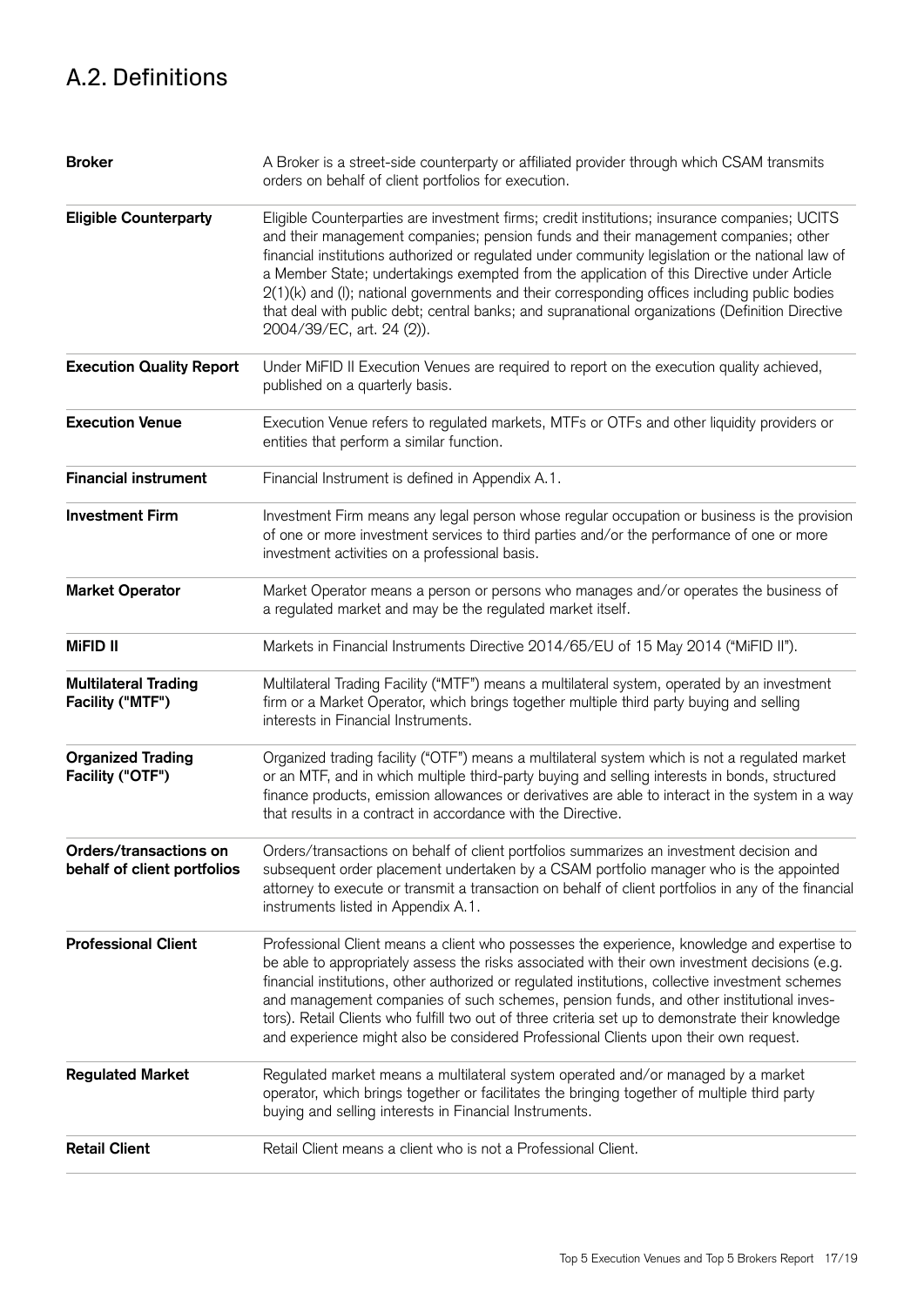## A.2. Definitions

| | |
|---|---|
| **Broker** | A Broker is a street-side counterparty or affiliated provider through which CSAM transmits orders on behalf of client portfolios for execution. |
| **Eligible Counterparty** | Eligible Counterparties are investment firms; credit institutions; insurance companies; UCITS and their management companies; pension funds and their management companies; other financial institutions authorized or regulated under community legislation or the national law of a Member State; undertakings exempted from the application of this Directive under Article 2(1)(k) and (l); national governments and their corresponding offices including public bodies that deal with public debt; central banks; and supranational organizations (Definition Directive 2004/39/EC, art. 24 (2)). |
| **Execution Quality Report** | Under MiFID II Execution Venues are required to report on the execution quality achieved, published on a quarterly basis. |
| **Execution Venue** | Execution Venue refers to regulated markets, MTFs or OTFs and other liquidity providers or entities that perform a similar function. |
| **Financial instrument** | Financial Instrument is defined in Appendix A.1. |
| **Investment Firm** | Investment Firm means any legal person whose regular occupation or business is the provision of one or more investment services to third parties and/or the performance of one or more investment activities on a professional basis. |
| **Market Operator** | Market Operator means a person or persons who manages and/or operates the business of a regulated market and may be the regulated market itself. |
| **MiFID II** | Markets in Financial Instruments Directive 2014/65/EU of 15 May 2014 ("MiFID II"). |
| **Multilateral Trading Facility ("MTF")** | Multilateral Trading Facility ("MTF") means a multilateral system, operated by an investment firm or a Market Operator, which brings together multiple third party buying and selling interests in Financial Instruments. |
| **Organized Trading Facility ("OTF")** | Organized trading facility ("OTF") means a multilateral system which is not a regulated market or an MTF, and in which multiple third-party buying and selling interests in bonds, structured finance products, emission allowances or derivatives are able to interact in the system in a way that results in a contract in accordance with the Directive. |
| **Orders/transactions on behalf of client portfolios** | Orders/transactions on behalf of client portfolios summarizes an investment decision and subsequent order placement undertaken by a CSAM portfolio manager who is the appointed attorney to execute or transmit a transaction on behalf of client portfolios in any of the financial instruments listed in Appendix A.1. |
| **Professional Client** | Professional Client means a client who possesses the experience, knowledge and expertise to be able to appropriately assess the risks associated with their own investment decisions (e.g. financial institutions, other authorized or regulated institutions, collective investment schemes and management companies of such schemes, pension funds, and other institutional investors). Retail Clients who fulfill two out of three criteria set up to demonstrate their knowledge and experience might also be considered Professional Clients upon their own request. |
| **Regulated Market** | Regulated market means a multilateral system operated and/or managed by a market operator, which brings together or facilitates the bringing together of multiple third party buying and selling interests in Financial Instruments. |
| **Retail Client** | Retail Client means a client who is not a Professional Client. |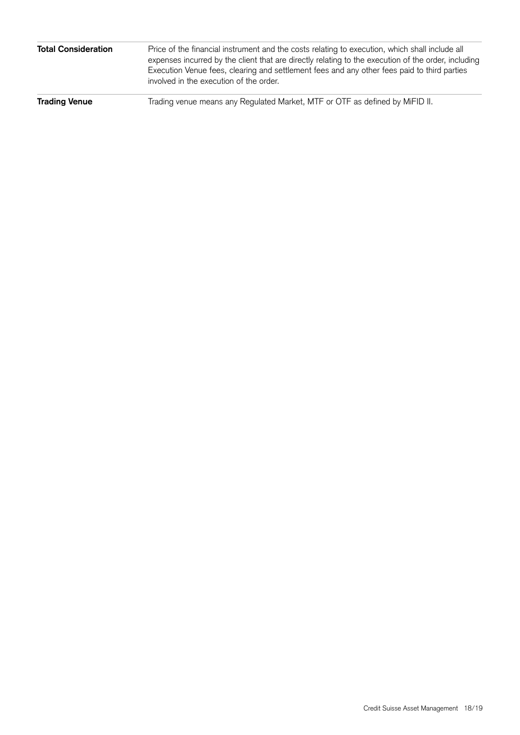| | |
|---|---|
| **Total Consideration** | Price of the financial instrument and the costs relating to execution, which shall include all expenses incurred by the client that are directly relating to the execution of the order, including Execution Venue fees, clearing and settlement fees and any other fees paid to third parties involved in the execution of the order. |
| **Trading Venue** | Trading venue means any Regulated Market, MTF or OTF as defined by MiFID II. |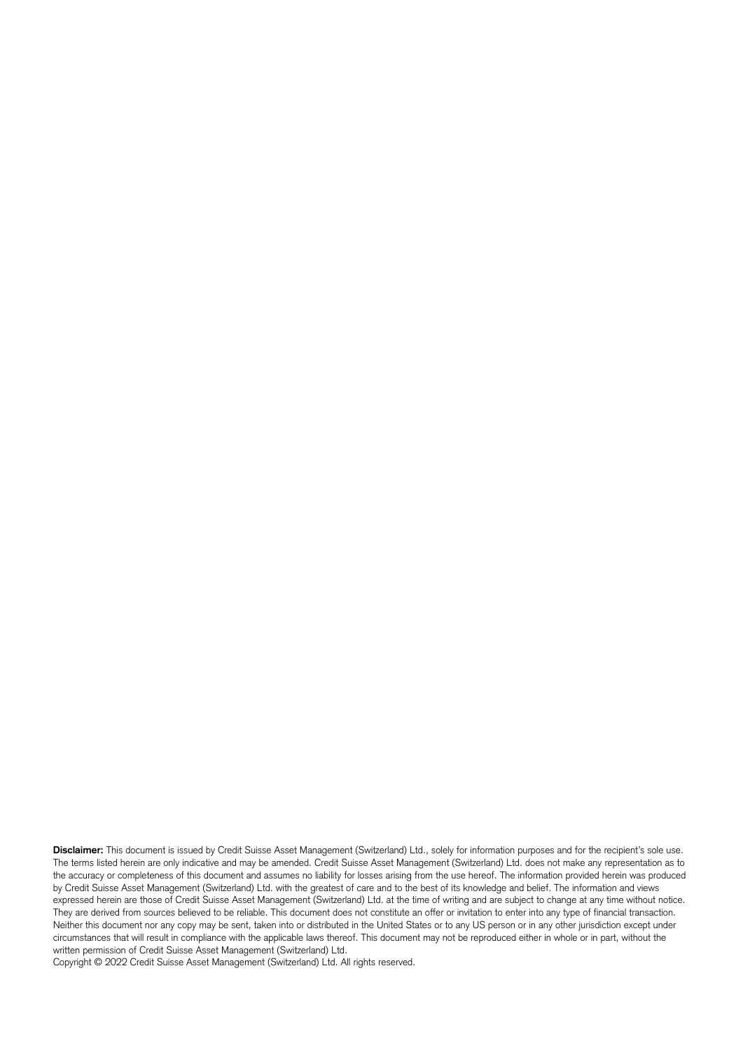**Disclaimer:** This document is issued by Credit Suisse Asset Management (Switzerland) Ltd., solely for information purposes and for the recipient's sole use. The terms listed herein are only indicative and may be amended. Credit Suisse Asset Management (Switzerland) Ltd. does not make any representation as to the accuracy or completeness of this document and assumes no liability for losses arising from the use hereof. The information provided herein was produced by Credit Suisse Asset Management (Switzerland) Ltd. with the greatest of care and to the best of its knowledge and belief. The information and views expressed herein are those of Credit Suisse Asset Management (Switzerland) Ltd. at the time of writing and are subject to change at any time without notice. They are derived from sources believed to be reliable. This document does not constitute an offer or invitation to enter into any type of financial transaction. Neither this document nor any copy may be sent, taken into or distributed in the United States or to any US person or in any other jurisdiction except under circumstances that will result in compliance with the applicable laws thereof. This document may not be reproduced either in whole or in part, without the written permission of Credit Suisse Asset Management (Switzerland) Ltd.

Copyright © 2022 Credit Suisse Asset Management (Switzerland) Ltd. All rights reserved.